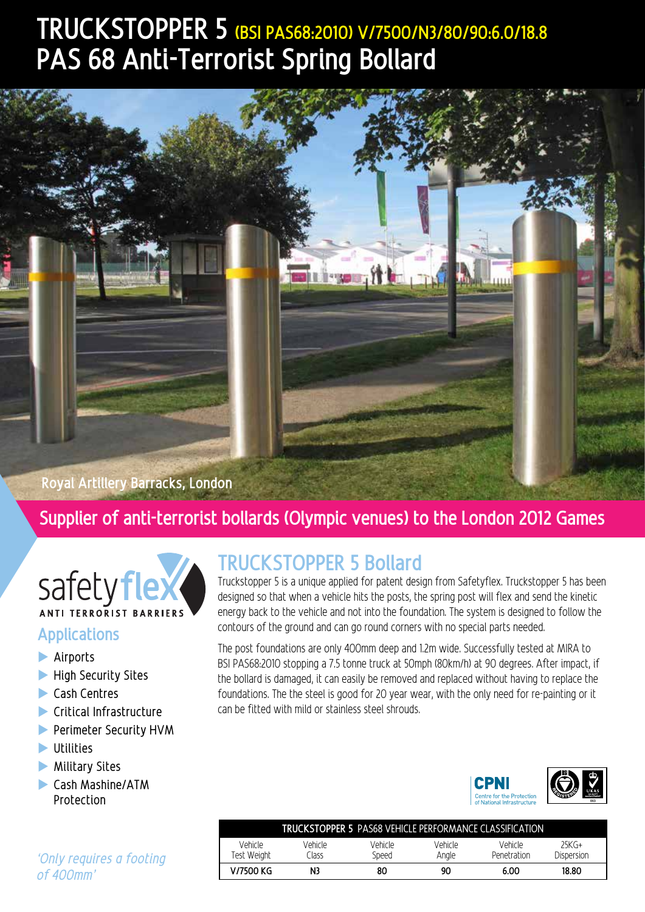# TRUCKSTOPPER 5 (BSI PAS68:2010) V/7500/N3/80/90:6.0/18.8

# PAS 68 Anti-Terrorist Spring Bollard

Royal Artillery Barracks, London

**Supplier of anti-terrorist bollards (Olympic venues) to the London 2012 Games**

safetyflex
ANTI TERRORIST BARRIERS

## Applications

- Airports
- High Security Sites
- Cash Centres
- Critical Infrastructure
- Perimeter Security HVM
- Utilities
- Military Sites
- Cash Mashine/ATM Protection

*'Only requires a footing of 400mm'*

## TRUCKSTOPPER 5 Bollard

Truckstopper 5 is a unique applied for patent design from Safetyflex. Truckstopper 5 has been designed so that when a vehicle hits the posts, the spring post will flex and send the kinetic energy back to the vehicle and not into the foundation. The system is designed to follow the contours of the ground and can go round corners with no special parts needed.

The post foundations are only 400mm deep and 1.2m wide. Successfully tested at MIRA to BSI PAS68:2010 stopping a 7.5 tonne truck at 50mph (80km/h) at 90 degrees. After impact, if the bollard is damaged, it can easily be removed and replaced without having to replace the foundations. The the steel is good for 20 year wear, with the only need for re-painting or it can be fitted with mild or stainless steel shrouds.

CPNI
Centre for the Protection of National Infrastructure

**TRUCKSTOPPER 5** PAS68 VEHICLE PERFORMANCE CLASSIFICATION

| Vehicle Test Weight | Vehicle Class | Vehicle Speed | Vehicle Angle | Vehicle Penetration | 25KG+ Dispersion |
|---|---|---|---|---|---|
| V/7500 KG | N3 | 80 | 90 | 6.00 | 18.80 |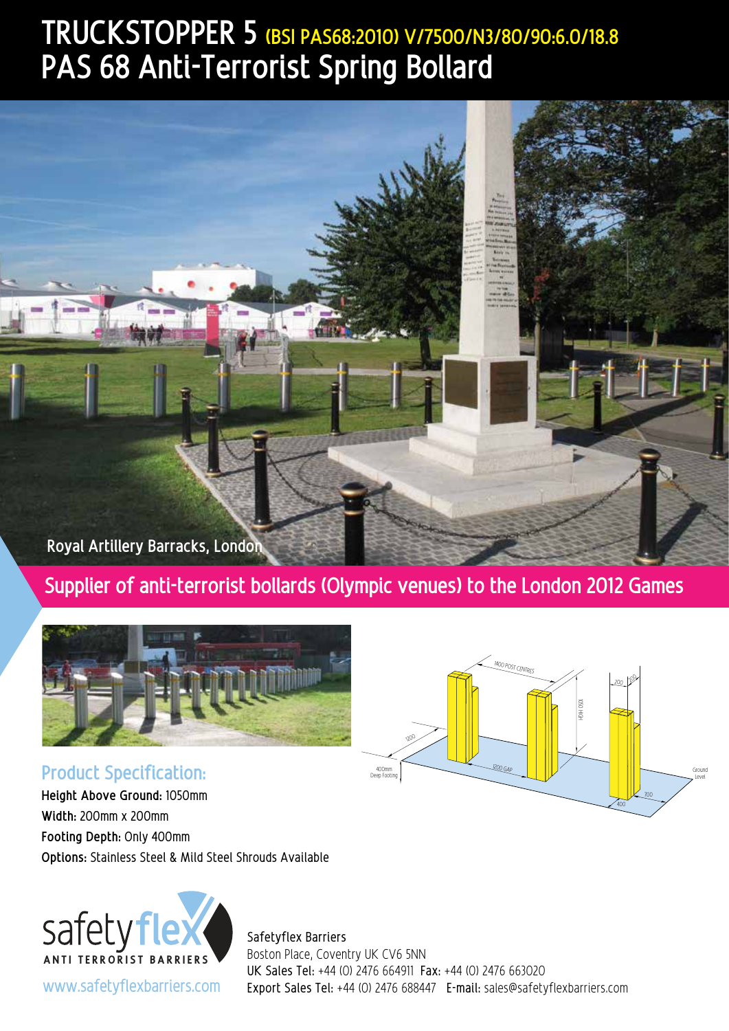# TRUCKSTOPPER 5 (BSI PAS68:2010) V/7500/N3/80/90:6.0/18.8

# PAS 68 Anti-Terrorist Spring Bollard

Royal Artillery Barracks, London

## Supplier of anti-terrorist bollards (Olympic venues) to the London 2012 Games

1400 POST CENTRES

1050 HIGH

200

200

1200

400mm Deep Footing

1200 GAP

Ground Level

700

400

## Product Specification:

**Height Above Ground:** 1050mm

**Width:** 200mm x 200mm

**Footing Depth:** Only 400mm

**Options:** Stainless Steel & Mild Steel Shrouds Available

safetyflex ANTI TERRORIST BARRIERS

www.safetyflexbarriers.com

Safetyflex Barriers
Boston Place, Coventry UK CV6 5NN
**UK Sales Tel:** +44 (0) 2476 664911 **Fax:** +44 (0) 2476 663020
**Export Sales Tel:** +44 (0) 2476 688447 **E-mail:** sales@safetyflexbarriers.com